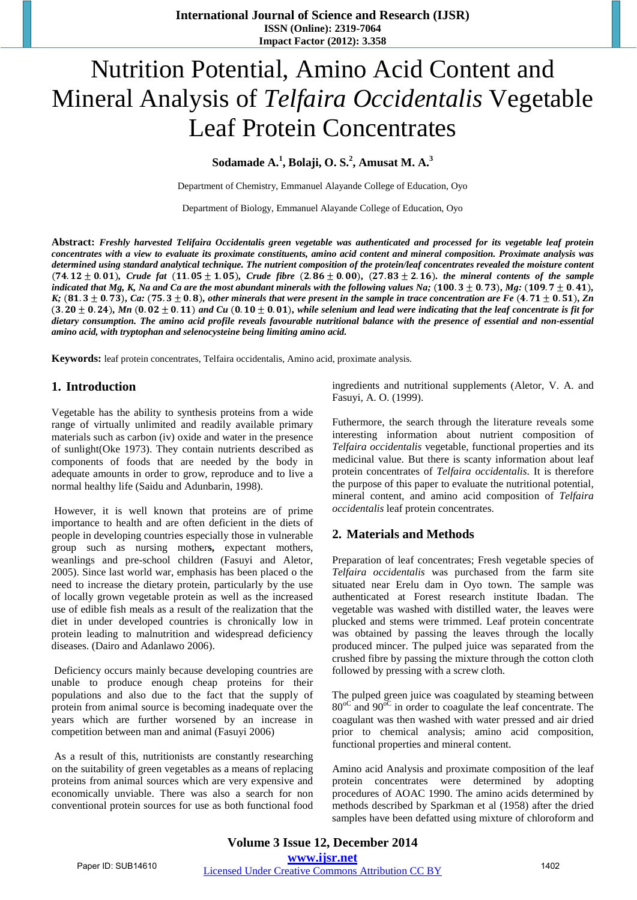# Nutrition Potential, Amino Acid Content and Mineral Analysis of *Telfaira Occidentalis* Vegetable Leaf Protein Concentrates

**Sodamade A.[1], Bolaji, O. S.[2], Amusat M. A.[3]**

Department of Chemistry, Emmanuel Alayande College of Education, Oyo

Department of Biology, Emmanuel Alayande College of Education, Oyo

**Abstract:** ***Freshly harvested Telifaira Occidentalis green vegetable was authenticated and processed for its vegetable leaf protein concentrates with a view to evaluate its proximate constituents, amino acid content and mineral composition. Proximate analysis was determined using standard analytical technique. The nutrient composition of the protein/leaf concentrates revealed the moisture content $(74.12 \pm 0.01)$, Crude fat $(11.05 \pm 1.05)$, Crude fibre $(2.86 \pm 0.00)$, $(27.83 \pm 2.16)$. the mineral contents of the sample indicated that Mg, K, Na and Ca are the most abundant minerals with the following values Na; $(100.3 \pm 0.73)$, Mg: $(109.7 \pm 0.41)$, K; $(81.3 \pm 0.73)$, Ca: $(75.3 \pm 0.8)$, other minerals that were present in the sample in trace concentration are Fe $(4.71 \pm 0.51)$, Zn $(3.20 \pm 0.24)$, Mn $(0.02 \pm 0.11)$ and Cu $(0.10 \pm 0.01)$, while selenium and lead were indicating that the leaf concentrate is fit for dietary consumption. The amino acid profile reveals favourable nutritional balance with the presence of essential and non-essential amino acid, with tryptophan and selenocysteine being limiting amino acid.***

**Keywords:** leaf protein concentrates, Telfaira occidentalis, Amino acid, proximate analysis.

## 1. Introduction

Vegetable has the ability to synthesis proteins from a wide range of virtually unlimited and readily available primary materials such as carbon (iv) oxide and water in the presence of sunlight(Oke 1973). They contain nutrients described as components of foods that are needed by the body in adequate amounts in order to grow, reproduce and to live a normal healthy life (Saidu and Adunbarin, 1998).

However, it is well known that proteins are of prime importance to health and are often deficient in the diets of people in developing countries especially those in vulnerable group such as nursing mothers**,** expectant mothers, weanlings and pre-school children (Fasuyi and Aletor, 2005). Since last world war, emphasis has been placed o the need to increase the dietary protein, particularly by the use of locally grown vegetable protein as well as the increased use of edible fish meals as a result of the realization that the diet in under developed countries is chronically low in protein leading to malnutrition and widespread deficiency diseases. (Dairo and Adanlawo 2006).

Deficiency occurs mainly because developing countries are unable to produce enough cheap proteins for their populations and also due to the fact that the supply of protein from animal source is becoming inadequate over the years which are further worsened by an increase in competition between man and animal (Fasuyi 2006)

As a result of this, nutritionists are constantly researching on the suitability of green vegetables as a means of replacing proteins from animal sources which are very expensive and economically unviable. There was also a search for non conventional protein sources for use as both functional food ingredients and nutritional supplements (Aletor, V. A. and Fasuyi, A. O. (1999).

Futhermore, the search through the literature reveals some interesting information about nutrient composition of *Telfaira occidentalis* vegetable, functional properties and its medicinal value. But there is scanty information about leaf protein concentrates of *Telfaira occidentalis*. It is therefore the purpose of this paper to evaluate the nutritional potential, mineral content, and amino acid composition of *Telfaira occidentalis* leaf protein concentrates.

## 2. Materials and Methods

Preparation of leaf concentrates; Fresh vegetable species of *Telfaira occidentalis* was purchased from the farm site situated near Erelu dam in Oyo town. The sample was authenticated at Forest research institute Ibadan. The vegetable was washed with distilled water, the leaves were plucked and stems were trimmed. Leaf protein concentrate was obtained by passing the leaves through the locally produced mincer. The pulped juice was separated from the crushed fibre by passing the mixture through the cotton cloth followed by pressing with a screw cloth.

The pulped green juice was coagulated by steaming between $80^{oC}$ and $90^{oC}$ in order to coagulate the leaf concentrate. The coagulant was then washed with water pressed and air dried prior to chemical analysis; amino acid composition, functional properties and mineral content.

Amino acid Analysis and proximate composition of the leaf protein concentrates were determined by adopting procedures of AOAC 1990. The amino acids determined by methods described by Sparkman et al (1958) after the dried samples have been defatted using mixture of chloroform and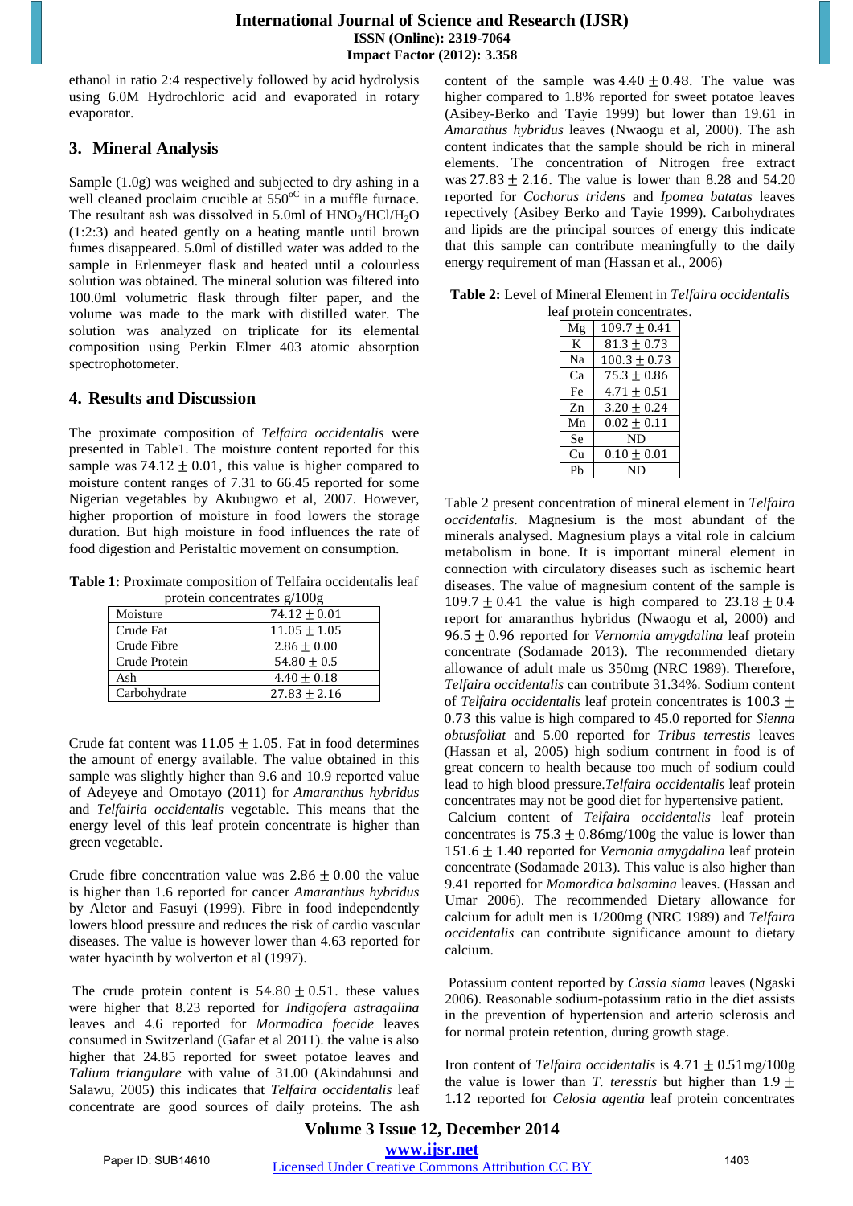ethanol in ratio 2:4 respectively followed by acid hydrolysis using 6.0M Hydrochloric acid and evaporated in rotary evaporator.

## 3. Mineral Analysis

Sample (1.0g) was weighed and subjected to dry ashing in a well cleaned proclaim crucible at $550^{oC}$ in a muffle furnace. The resultant ash was dissolved in 5.0ml of $HNO_3/HCl/H_2O$ (1:2:3) and heated gently on a heating mantle until brown fumes disappeared. 5.0ml of distilled water was added to the sample in Erlenmeyer flask and heated until a colourless solution was obtained. The mineral solution was filtered into 100.0ml volumetric flask through filter paper, and the volume was made to the mark with distilled water. The solution was analyzed on triplicate for its elemental composition using Perkin Elmer 403 atomic absorption spectrophotometer.

## 4. Results and Discussion

The proximate composition of *Telfaira occidentalis* were presented in Table1. The moisture content reported for this sample was $74.12 \pm 0.01$, this value is higher compared to moisture content ranges of 7.31 to 66.45 reported for some Nigerian vegetables by Akubugwo et al, 2007. However, higher proportion of moisture in food lowers the storage duration. But high moisture in food influences the rate of food digestion and Peristaltic movement on consumption.

**Table 1:** Proximate composition of Telfaira occidentalis leaf protein concentrates g/100g

| | |
|---|---|
| Moisture | $74.12 \pm 0.01$ |
| Crude Fat | $11.05 \pm 1.05$ |
| Crude Fibre | $2.86 \pm 0.00$ |
| Crude Protein | $54.80 \pm 0.5$ |
| Ash | $4.40 \pm 0.18$ |
| Carbohydrate | $27.83 \pm 2.16$ |

Crude fat content was $11.05 \pm 1.05$. Fat in food determines the amount of energy available. The value obtained in this sample was slightly higher than 9.6 and 10.9 reported value of Adeyeye and Omotayo (2011) for *Amaranthus hybridus* and *Telfairia occidentalis* vegetable. This means that the energy level of this leaf protein concentrate is higher than green vegetable.

Crude fibre concentration value was $2.86 \pm 0.00$ the value is higher than 1.6 reported for cancer *Amaranthus hybridus* by Aletor and Fasuyi (1999). Fibre in food independently lowers blood pressure and reduces the risk of cardio vascular diseases. The value is however lower than 4.63 reported for water hyacinth by wolverton et al (1997).

The crude protein content is $54.80 \pm 0.51$. these values were higher that 8.23 reported for *Indigofera astragalina* leaves and 4.6 reported for *Mormodica foecide* leaves consumed in Switzerland (Gafar et al 2011). the value is also higher that 24.85 reported for sweet potatoe leaves and *Talium triangulare* with value of 31.00 (Akindahunsi and Salawu, 2005) this indicates that *Telfaira occidentalis* leaf concentrate are good sources of daily proteins. The ash content of the sample was $4.40 \pm 0.48$. The value was higher compared to 1.8% reported for sweet potatoe leaves (Asibey-Berko and Tayie 1999) but lower than 19.61 in *Amarathus hybridus* leaves (Nwaogu et al, 2000). The ash content indicates that the sample should be rich in mineral elements. The concentration of Nitrogen free extract was $27.83 \pm 2.16$. The value is lower than 8.28 and 54.20 reported for *Cochorus tridens* and *Ipomea batatas* leaves repectively (Asibey Berko and Tayie 1999). Carbohydrates and lipids are the principal sources of energy this indicate that this sample can contribute meaningfully to the daily energy requirement of man (Hassan et al., 2006)

**Table 2:** Level of Mineral Element in *Telfaira occidentalis* leaf protein concentrates.

| | |
|---|---|
| Mg | $109.7 \pm 0.41$ |
| K | $81.3 \pm 0.73$ |
| Na | $100.3 \pm 0.73$ |
| Ca | $75.3 \pm 0.86$ |
| Fe | $4.71 \pm 0.51$ |
| Zn | $3.20 \pm 0.24$ |
| Mn | $0.02 \pm 0.11$ |
| Se | ND |
| Cu | $0.10 \pm 0.01$ |
| Pb | ND |

Table 2 present concentration of mineral element in *Telfaira occidentalis.* Magnesium is the most abundant of the minerals analysed. Magnesium plays a vital role in calcium metabolism in bone. It is important mineral element in connection with circulatory diseases such as ischemic heart diseases. The value of magnesium content of the sample is $109.7 \pm 0.41$ the value is high compared to $23.18 \pm 0.4$ report for amaranthus hybridus (Nwaogu et al, 2000) and $96.5 \pm 0.96$ reported for *Vernomia amygdalina* leaf protein concentrate (Sodamade 2013). The recommended dietary allowance of adult male us 350mg (NRC 1989). Therefore, *Telfaira occidentalis* can contribute 31.34%. Sodium content of *Telfaira occidentalis* leaf protein concentrates is $100.3 \pm 0.73$ this value is high compared to 45.0 reported for *Sienna obtusfoliat* and 5.00 reported for *Tribus terrestis* leaves (Hassan et al, 2005) high sodium contrnent in food is of great concern to health because too much of sodium could lead to high blood pressure.*Telfaira occidentalis* leaf protein concentrates may not be good diet for hypertensive patient.

Calcium content of *Telfaira occidentalis* leaf protein concentrates is $75.3 \pm 0.86$mg/100g the value is lower than $151.6 \pm 1.40$ reported for *Vernonia amygdalina* leaf protein concentrate (Sodamade 2013). This value is also higher than 9.41 reported for *Momordica balsamina* leaves. (Hassan and Umar 2006). The recommended Dietary allowance for calcium for adult men is 1/200mg (NRC 1989) and *Telfaira occidentalis* can contribute significance amount to dietary calcium.

Potassium content reported by *Cassia siama* leaves (Ngaski 2006). Reasonable sodium-potassium ratio in the diet assists in the prevention of hypertension and arterio sclerosis and for normal protein retention, during growth stage.

Iron content of *Telfaira occidentalis* is $4.71 \pm 0.51$mg/100g the value is lower than *T. teresstis* but higher than $1.9 \pm 1.12$ reported for *Celosia agentia* leaf protein concentrates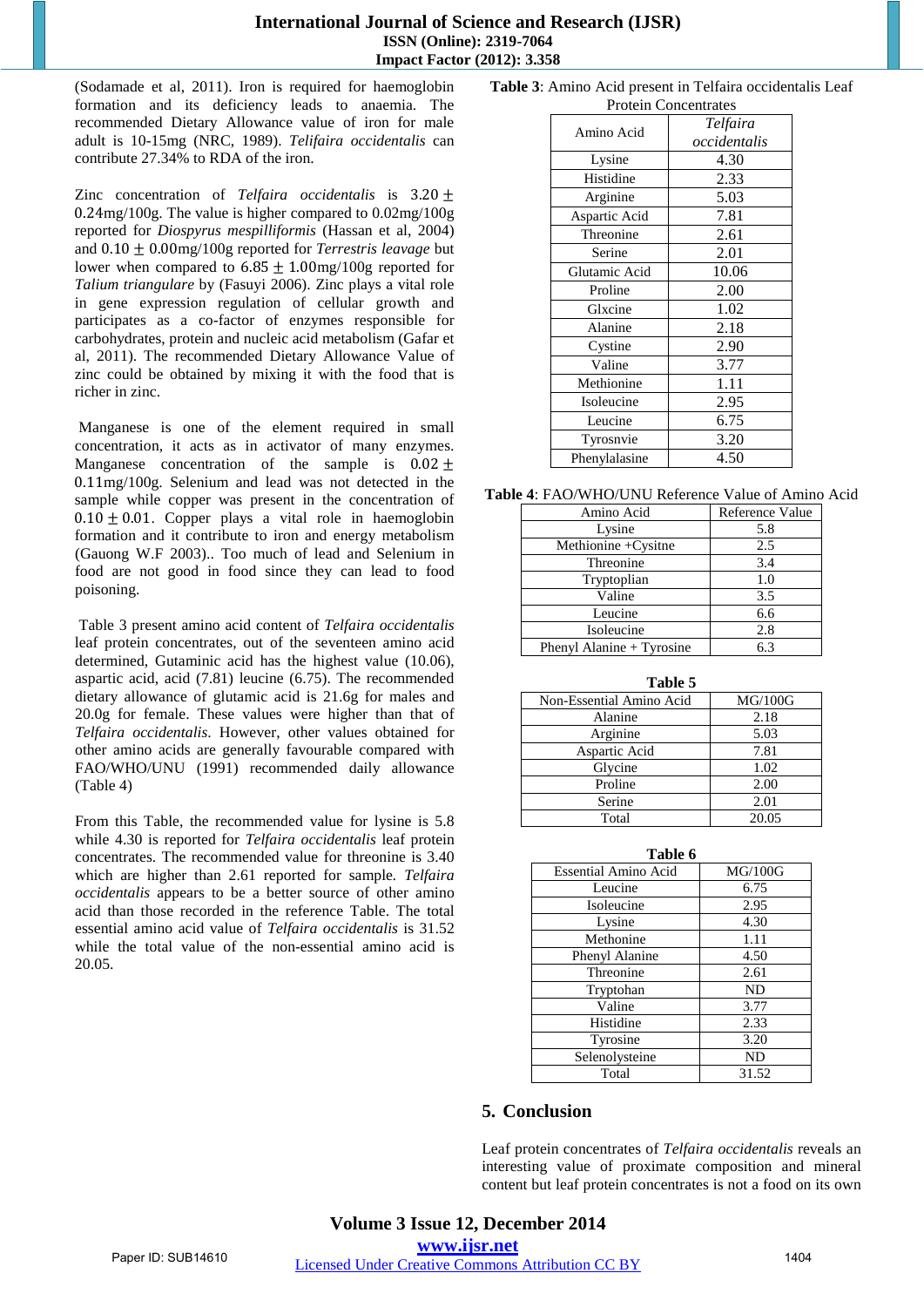(Sodamade et al, 2011). Iron is required for haemoglobin formation and its deficiency leads to anaemia. The recommended Dietary Allowance value of iron for male adult is 10-15mg (NRC, 1989). *Telifaira occidentalis* can contribute 27.34% to RDA of the iron.

Zinc concentration of *Telfaira occidentalis* is $3.20 \pm 0.24$mg/100g. The value is higher compared to 0.02mg/100g reported for *Diospyrus mespilliformis* (Hassan et al, 2004) and $0.10 \pm 0.00$mg/100g reported for *Terrestris leavage* but lower when compared to $6.85 \pm 1.00$mg/100g reported for *Talium triangulare* by (Fasuyi 2006). Zinc plays a vital role in gene expression regulation of cellular growth and participates as a co-factor of enzymes responsible for carbohydrates, protein and nucleic acid metabolism (Gafar et al, 2011). The recommended Dietary Allowance Value of zinc could be obtained by mixing it with the food that is richer in zinc.

Manganese is one of the element required in small concentration, it acts as in activator of many enzymes. Manganese concentration of the sample is $0.02 \pm 0.11$mg/100g. Selenium and lead was not detected in the sample while copper was present in the concentration of $0.10 \pm 0.01$. Copper plays a vital role in haemoglobin formation and it contribute to iron and energy metabolism (Gauong W.F 2003).. Too much of lead and Selenium in food are not good in food since they can lead to food poisoning.

Table 3 present amino acid content of *Telfaira occidentalis* leaf protein concentrates, out of the seventeen amino acid determined, Gutaminic acid has the highest value (10.06), aspartic acid, acid (7.81) leucine (6.75). The recommended dietary allowance of glutamic acid is 21.6g for males and 20.0g for female. These values were higher than that of *Telfaira occidentalis*. However, other values obtained for other amino acids are generally favourable compared with FAO/WHO/UNU (1991) recommended daily allowance (Table 4)

From this Table, the recommended value for lysine is 5.8 while 4.30 is reported for *Telfaira occidentalis* leaf protein concentrates. The recommended value for threonine is 3.40 which are higher than 2.61 reported for sample. *Telfaira occidentalis* appears to be a better source of other amino acid than those recorded in the reference Table. The total essential amino acid value of *Telfaira occidentalis* is 31.52 while the total value of the non-essential amino acid is 20.05.

**Table 3**: Amino Acid present in Telfaira occidentalis Leaf Protein Concentrates

| Amino Acid | *Telfaira occidentalis* |
|---|---|
| Lysine | 4.30 |
| Histidine | 2.33 |
| Arginine | 5.03 |
| Aspartic Acid | 7.81 |
| Threonine | 2.61 |
| Serine | 2.01 |
| Glutamic Acid | 10.06 |
| Proline | 2.00 |
| Glxcine | 1.02 |
| Alanine | 2.18 |
| Cystine | 2.90 |
| Valine | 3.77 |
| Methionine | 1.11 |
| Isoleucine | 2.95 |
| Leucine | 6.75 |
| Tyrosnvie | 3.20 |
| Phenylalasine | 4.50 |

**Table 4**: FAO/WHO/UNU Reference Value of Amino Acid

| Amino Acid | Reference Value |
|---|---|
| Lysine | 5.8 |
| Methionine +Cysitne | 2.5 |
| Threonine | 3.4 |
| Tryptoplian | 1.0 |
| Valine | 3.5 |
| Leucine | 6.6 |
| Isoleucine | 2.8 |
| Phenyl Alanine + Tyrosine | 6.3 |

**Table 5**

| Non-Essential Amino Acid | MG/100G |
|---|---|
| Alanine | 2.18 |
| Arginine | 5.03 |
| Aspartic Acid | 7.81 |
| Glycine | 1.02 |
| Proline | 2.00 |
| Serine | 2.01 |
| Total | 20.05 |

**Table 6**

| Essential Amino Acid | MG/100G |
|---|---|
| Leucine | 6.75 |
| Isoleucine | 2.95 |
| Lysine | 4.30 |
| Methonine | 1.11 |
| Phenyl Alanine | 4.50 |
| Threonine | 2.61 |
| Tryptohan | ND |
| Valine | 3.77 |
| Histidine | 2.33 |
| Tyrosine | 3.20 |
| Selenolysteine | ND |
| Total | 31.52 |

## 5. Conclusion

Leaf protein concentrates of *Telfaira occidentalis* reveals an interesting value of proximate composition and mineral content but leaf protein concentrates is not a food on its own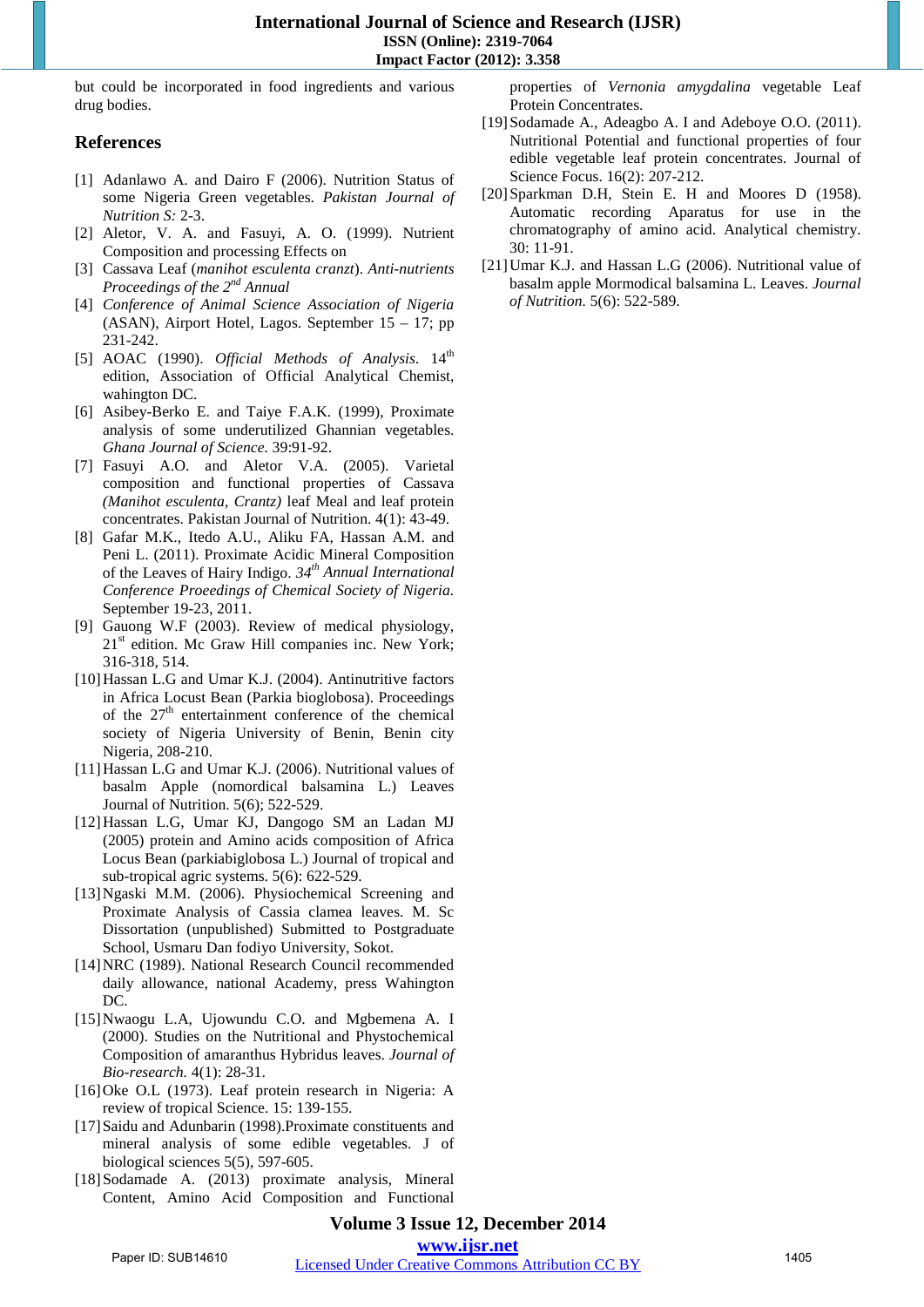but could be incorporated in food ingredients and various drug bodies.

## References

[1] Adanlawo A. and Dairo F (2006). Nutrition Status of some Nigeria Green vegetables. *Pakistan Journal of Nutrition S:* 2-3.

[2] Aletor, V. A. and Fasuyi, A. O. (1999). Nutrient Composition and processing Effects on

[3] Cassava Leaf (*manihot esculenta cranzt*). *Anti-nutrients Proceedings of the 2nd Annual*

[4] *Conference of Animal Science Association of Nigeria* (ASAN), Airport Hotel, Lagos. September 15 – 17; pp 231-242.

[5] AOAC (1990). *Official Methods of Analysis*. 14th edition, Association of Official Analytical Chemist, wahington DC.

[6] Asibey-Berko E. and Taiye F.A.K. (1999), Proximate analysis of some underutilized Ghannian vegetables. *Ghana Journal of Science.* 39:91-92.

[7] Fasuyi A.O. and Aletor V.A. (2005). Varietal composition and functional properties of Cassava *(Manihot esculenta, Crantz)* leaf Meal and leaf protein concentrates. Pakistan Journal of Nutrition. 4(1): 43-49.

[8] Gafar M.K., Itedo A.U., Aliku FA, Hassan A.M. and Peni L. (2011). Proximate Acidic Mineral Composition of the Leaves of Hairy Indigo. *34th Annual International Conference Proeedings of Chemical Society of Nigeria.* September 19-23, 2011.

[9] Gauong W.F (2003). Review of medical physiology, 21st edition. Mc Graw Hill companies inc. New York; 316-318, 514.

[10] Hassan L.G and Umar K.J. (2004). Antinutritive factors in Africa Locust Bean (Parkia bioglobosa). Proceedings of the 27th entertainment conference of the chemical society of Nigeria University of Benin, Benin city Nigeria, 208-210.

[11] Hassan L.G and Umar K.J. (2006). Nutritional values of basalm Apple (nomordical balsamina L.) Leaves Journal of Nutrition. 5(6); 522-529.

[12] Hassan L.G, Umar KJ, Dangogo SM an Ladan MJ (2005) protein and Amino acids composition of Africa Locus Bean (parkiabiglobosa L.) Journal of tropical and sub-tropical agric systems. 5(6): 622-529.

[13] Ngaski M.M. (2006). Physiochemical Screening and Proximate Analysis of Cassia clamea leaves. M. Sc Dissortation (unpublished) Submitted to Postgraduate School, Usmaru Dan fodiyo University, Sokot.

[14] NRC (1989). National Research Council recommended daily allowance, national Academy, press Wahington DC.

[15] Nwaogu L.A, Ujowundu C.O. and Mgbemena A. I (2000). Studies on the Nutritional and Phystochemical Composition of amaranthus Hybridus leaves. *Journal of Bio-research.* 4(1): 28-31.

[16] Oke O.L (1973). Leaf protein research in Nigeria: A review of tropical Science. 15: 139-155.

[17] Saidu and Adunbarin (1998).Proximate constituents and mineral analysis of some edible vegetables. J of biological sciences 5(5), 597-605.

[18] Sodamade A. (2013) proximate analysis, Mineral Content, Amino Acid Composition and Functional properties of *Vernonia amygdalina* vegetable Leaf Protein Concentrates.

[19] Sodamade A., Adeagbo A. I and Adeboye O.O. (2011). Nutritional Potential and functional properties of four edible vegetable leaf protein concentrates. Journal of Science Focus. 16(2): 207-212.

[20] Sparkman D.H, Stein E. H and Moores D (1958). Automatic recording Aparatus for use in the chromatography of amino acid. Analytical chemistry. 30: 11-91.

[21] Umar K.J. and Hassan L.G (2006). Nutritional value of basalm apple Mormodical balsamina L. Leaves. *Journal of Nutrition.* 5(6): 522-589.